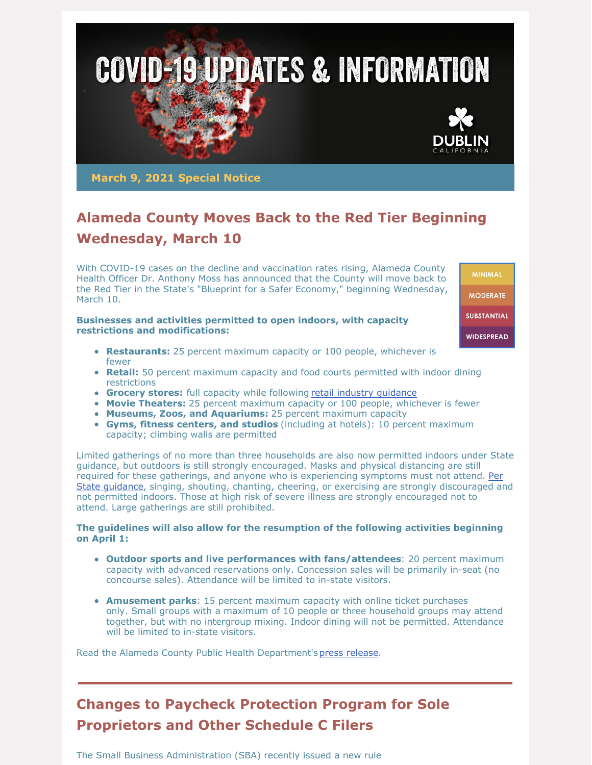# COVID-19 UPDATES & INFORMATION

DUBLIN CALIFORNIA

**March 9, 2021 Special Notice**

## Alameda County Moves Back to the Red Tier Beginning Wednesday, March 10

MINIMAL
MODERATE
SUBSTANTIAL
WIDESPREAD

With COVID-19 cases on the decline and vaccination rates rising, Alameda County Health Officer Dr. Anthony Moss has announced that the County will move back to the Red Tier in the State's "Blueprint for a Safer Economy," beginning Wednesday, March 10.

**Businesses and activities permitted to open indoors, with capacity restrictions and modifications:**

- **Restaurants:** 25 percent maximum capacity or 100 people, whichever is fewer
- **Retail:** 50 percent maximum capacity and food courts permitted with indoor dining restrictions
- **Grocery stores:** full capacity while following retail industry guidance
- **Movie Theaters:** 25 percent maximum capacity or 100 people, whichever is fewer
- **Museums, Zoos, and Aquariums:** 25 percent maximum capacity
- **Gyms, fitness centers, and studios** (including at hotels): 10 percent maximum capacity; climbing walls are permitted

Limited gatherings of no more than three households are also now permitted indoors under State guidance, but outdoors is still strongly encouraged. Masks and physical distancing are still required for these gatherings, and anyone who is experiencing symptoms must not attend. Per State guidance, singing, shouting, chanting, cheering, or exercising are strongly discouraged and not permitted indoors. Those at high risk of severe illness are strongly encouraged not to attend. Large gatherings are still prohibited.

**The guidelines will also allow for the resumption of the following activities beginning on April 1:**

- **Outdoor sports and live performances with fans/attendees**: 20 percent maximum capacity with advanced reservations only. Concession sales will be primarily in-seat (no concourse sales). Attendance will be limited to in-state visitors.
- **Amusement parks**: 15 percent maximum capacity with online ticket purchases only. Small groups with a maximum of 10 people or three household groups may attend together, but with no intergroup mixing. Indoor dining will not be permitted. Attendance will be limited to in-state visitors.

Read the Alameda County Public Health Department's press release.

---

## Changes to Paycheck Protection Program for Sole Proprietors and Other Schedule C Filers

The Small Business Administration (SBA) recently issued a new rule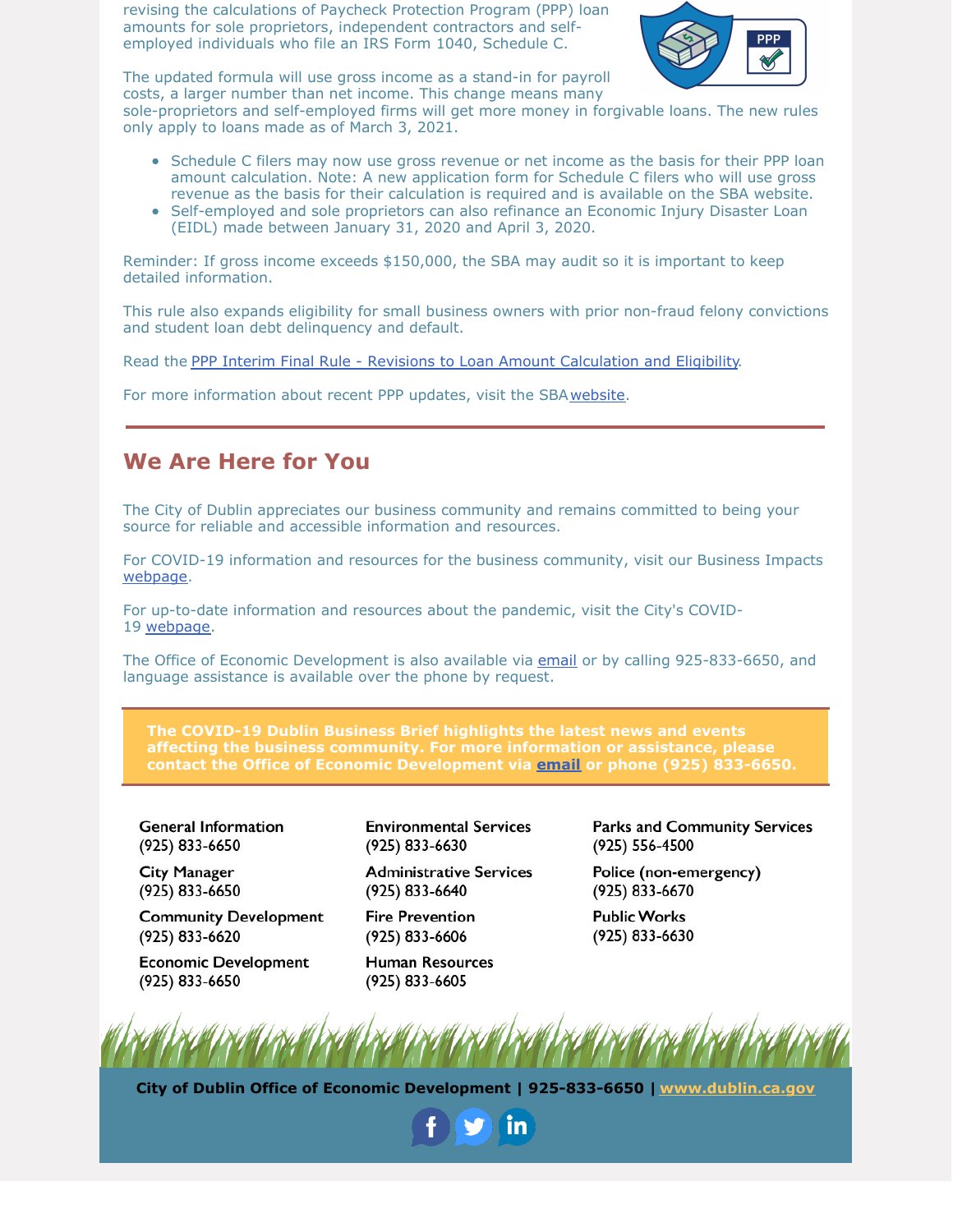revising the calculations of Paycheck Protection Program (PPP) loan amounts for sole proprietors, independent contractors and self-employed individuals who file an IRS Form 1040, Schedule C.

The updated formula will use gross income as a stand-in for payroll costs, a larger number than net income. This change means many sole-proprietors and self-employed firms will get more money in forgivable loans. The new rules only apply to loans made as of March 3, 2021.

- Schedule C filers may now use gross revenue or net income as the basis for their PPP loan amount calculation. Note: A new application form for Schedule C filers who will use gross revenue as the basis for their calculation is required and is available on the SBA website.
- Self-employed and sole proprietors can also refinance an Economic Injury Disaster Loan (EIDL) made between January 31, 2020 and April 3, 2020.

Reminder: If gross income exceeds $150,000, the SBA may audit so it is important to keep detailed information.

This rule also expands eligibility for small business owners with prior non-fraud felony convictions and student loan debt delinquency and default.

Read the PPP Interim Final Rule - Revisions to Loan Amount Calculation and Eligibility.

For more information about recent PPP updates, visit the SBA website.

## We Are Here for You

The City of Dublin appreciates our business community and remains committed to being your source for reliable and accessible information and resources.

For COVID-19 information and resources for the business community, visit our Business Impacts webpage.

For up-to-date information and resources about the pandemic, visit the City's COVID-19 webpage.

The Office of Economic Development is also available via email or by calling 925-833-6650, and language assistance is available over the phone by request.

**The COVID-19 Dublin Business Brief highlights the latest news and events affecting the business community. For more information or assistance, please contact the Office of Economic Development via email or phone (925) 833-6650.**

General Information
(925) 833-6650

City Manager
(925) 833-6650

Community Development
(925) 833-6620

Economic Development
(925) 833-6650

Environmental Services
(925) 833-6630

Administrative Services
(925) 833-6640

Fire Prevention
(925) 833-6606

Human Resources
(925) 833-6605

Parks and Community Services
(925) 556-4500

Police (non-emergency)
(925) 833-6670

Public Works
(925) 833-6630

**City of Dublin Office of Economic Development | 925-833-6650 | www.dublin.ca.gov**